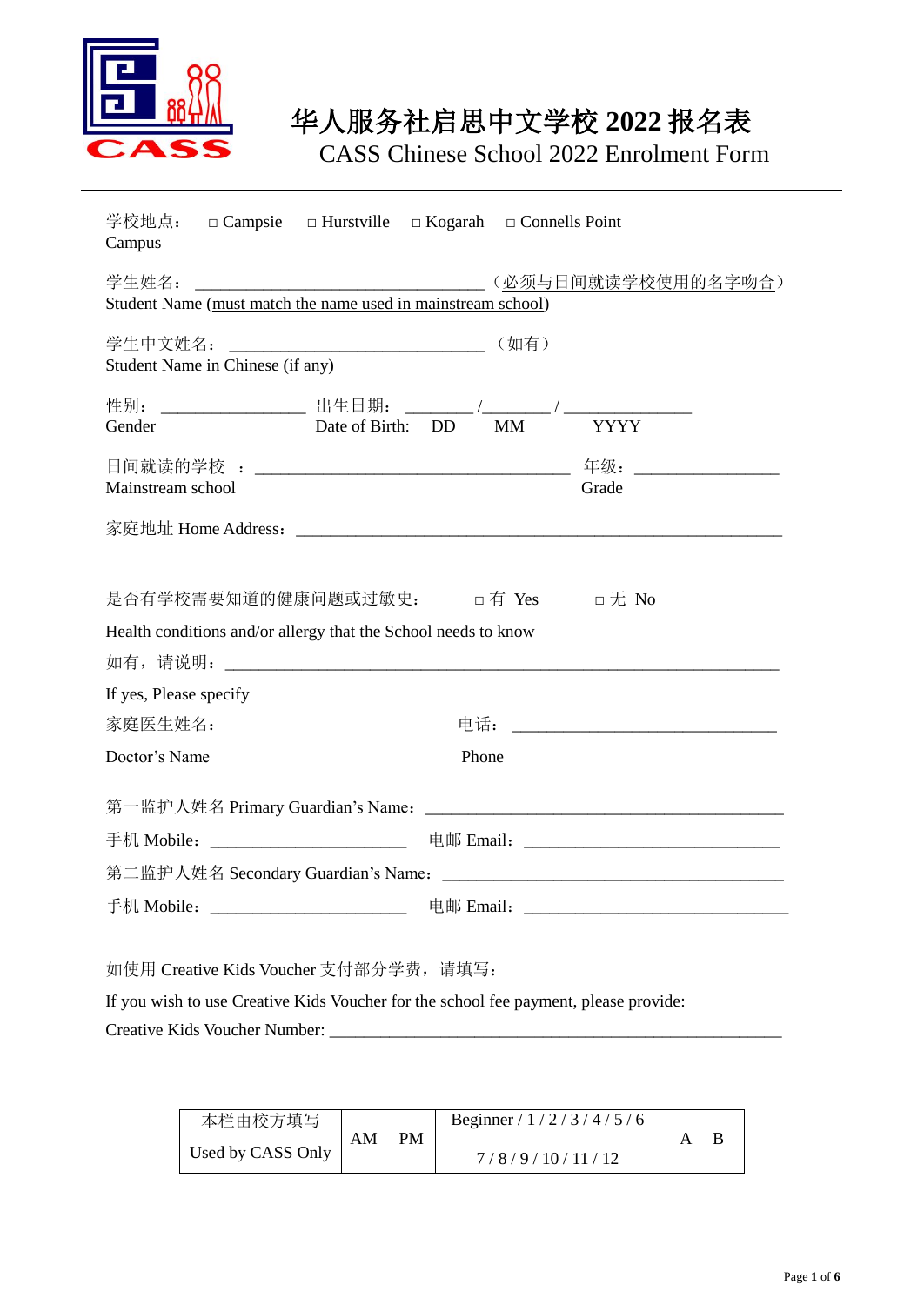# 华人服务社启思中文学校 2022 报名表

## CASS Chinese School 2022 Enrolment Form

学校地点：　□ Campsie　□ Hurstville　□ Kogarah　□ Connells Point
Campus

学生姓名：________________________________（必须与日间就读学校使用的名字吻合）
Student Name (must match the name used in mainstream school)

学生中文姓名：____________________________（如有）
Student Name in Chinese (if any)

性别：________________　出生日期：________/________/______________
Gender　Date of Birth:　DD　MM　YYYY

日间就读的学校　：___________________________________　年级：________________
Mainstream school　Grade

家庭地址 Home Address：______________________________________________________

是否有学校需要知道的健康问题或过敏史：　□ 有 Yes　□ 无 No

Health conditions and/or allergy that the School needs to know

如有，请说明：_______________________________________________________________

If yes, Please specify

家庭医生姓名：_________________________ 电话：_____________________________

Doctor's Name　Phone

第一监护人姓名 Primary Guardian's Name：________________________________________

手机 Mobile：______________________　电邮 Email：_____________________________

第二监护人姓名 Secondary Guardian's Name：______________________________________

手机 Mobile：______________________　电邮 Email：_____________________________

如使用 Creative Kids Voucher 支付部分学费，请填写：

If you wish to use Creative Kids Voucher for the school fee payment, please provide:

Creative Kids Voucher Number: _____________________________________________________

| 本栏由校方填写<br>Used by CASS Only | AM　PM | Beginner / 1 / 2 / 3 / 4 / 5 / 6<br>7 / 8 / 9 / 10 / 11 / 12 | A　B |
|---|---|---|---|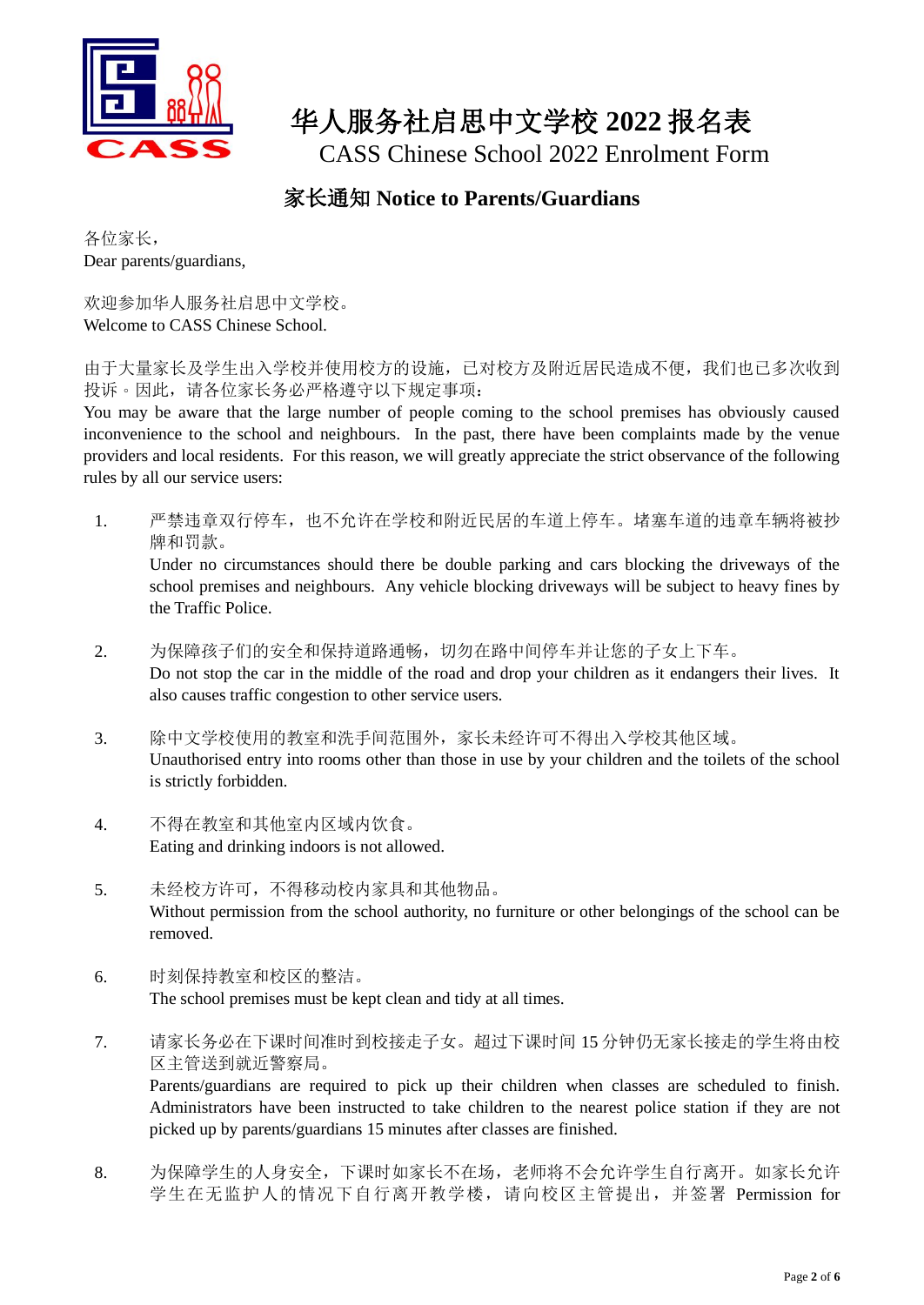# 华人服务社启思中文学校 2022 报名表

CASS Chinese School 2022 Enrolment Form

## 家长通知 Notice to Parents/Guardians

各位家长，
Dear parents/guardians,

欢迎参加华人服务社启思中文学校。
Welcome to CASS Chinese School.

由于大量家长及学生出入学校并使用校方的设施，已对校方及附近居民造成不便，我们也已多次收到投诉。因此，请各位家长务必严格遵守以下规定事项：
You may be aware that the large number of people coming to the school premises has obviously caused inconvenience to the school and neighbours. In the past, there have been complaints made by the venue providers and local residents. For this reason, we will greatly appreciate the strict observance of the following rules by all our service users:

1. 严禁违章双行停车，也不允许在学校和附近民居的车道上停车。堵塞车道的违章车辆将被抄牌和罚款。
   Under no circumstances should there be double parking and cars blocking the driveways of the school premises and neighbours. Any vehicle blocking driveways will be subject to heavy fines by the Traffic Police.

2. 为保障孩子们的安全和保持道路通畅，切勿在路中间停车并让您的子女上下车。
   Do not stop the car in the middle of the road and drop your children as it endangers their lives. It also causes traffic congestion to other service users.

3. 除中文学校使用的教室和洗手间范围外，家长未经许可不得出入学校其他区域。
   Unauthorised entry into rooms other than those in use by your children and the toilets of the school is strictly forbidden.

4. 不得在教室和其他室内区域内饮食。
   Eating and drinking indoors is not allowed.

5. 未经校方许可，不得移动校内家具和其他物品。
   Without permission from the school authority, no furniture or other belongings of the school can be removed.

6. 时刻保持教室和校区的整洁。
   The school premises must be kept clean and tidy at all times.

7. 请家长务必在下课时间准时到校接走子女。超过下课时间 15 分钟仍无家长接走的学生将由校区主管送到就近警察局。
   Parents/guardians are required to pick up their children when classes are scheduled to finish. Administrators have been instructed to take children to the nearest police station if they are not picked up by parents/guardians 15 minutes after classes are finished.

8. 为保障学生的人身安全，下课时如家长不在场，老师将不会允许学生自行离开。如家长允许学生在无监护人的情况下自行离开教学楼，请向校区主管提出，并签署 Permission for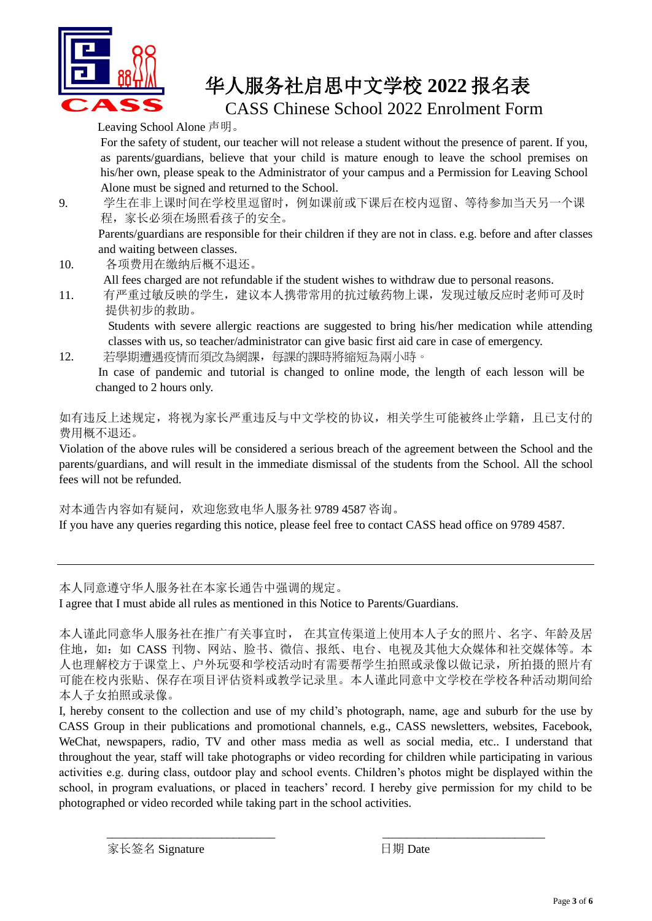# 华人服务社启思中文学校 2022 报名表

## CASS Chinese School 2022 Enrolment Form

Leaving School Alone 声明。

For the safety of student, our teacher will not release a student without the presence of parent. If you, as parents/guardians, believe that your child is mature enough to leave the school premises on his/her own, please speak to the Administrator of your campus and a Permission for Leaving School Alone must be signed and returned to the School.

9. 学生在非上课时间在学校里逗留时，例如课前或下课后在校内逗留、等待参加当天另一个课程，家长必须在场照看孩子的安全。

   Parents/guardians are responsible for their children if they are not in class. e.g. before and after classes and waiting between classes.

10. 各项费用在缴纳后概不退还。

    All fees charged are not refundable if the student wishes to withdraw due to personal reasons.

11. 有严重过敏反映的学生，建议本人携带常用的抗过敏药物上课，发现过敏反应时老师可及时提供初步的救助。

    Students with severe allergic reactions are suggested to bring his/her medication while attending classes with us, so teacher/administrator can give basic first aid care in case of emergency.

12. 若學期遭遇疫情而須改為網課，每課的課時將縮短為兩小時。

    In case of pandemic and tutorial is changed to online mode, the length of each lesson will be changed to 2 hours only.

如有违反上述规定，将视为家长严重违反与中文学校的协议，相关学生可能被终止学籍，且已支付的费用概不退还。

Violation of the above rules will be considered a serious breach of the agreement between the School and the parents/guardians, and will result in the immediate dismissal of the students from the School. All the school fees will not be refunded.

对本通告内容如有疑问，欢迎您致电华人服务社 9789 4587 咨询。

If you have any queries regarding this notice, please feel free to contact CASS head office on 9789 4587.

---

本人同意遵守华人服务社在本家长通告中强调的规定。

I agree that I must abide all rules as mentioned in this Notice to Parents/Guardians.

本人谨此同意华人服务社在推广有关事宜时， 在其宣传渠道上使用本人子女的照片、名字、年龄及居住地，如：如 CASS 刊物、网站、脸书、微信、报纸、电台、电视及其他大众媒体和社交媒体等。本人也理解校方于课堂上、户外玩耍和学校活动时有需要帮学生拍照或录像以做记录，所拍摄的照片有可能在校内张贴、保存在项目评估资料或教学记录里。本人谨此同意中文学校在学校各种活动期间给本人子女拍照或录像。

I, hereby consent to the collection and use of my child's photograph, name, age and suburb for the use by CASS Group in their publications and promotional channels, e.g., CASS newsletters, websites, Facebook, WeChat, newspapers, radio, TV and other mass media as well as social media, etc.. I understand that throughout the year, staff will take photographs or video recording for children while participating in various activities e.g. during class, outdoor play and school events. Children's photos might be displayed within the school, in program evaluations, or placed in teachers' record. I hereby give permission for my child to be photographed or video recorded while taking part in the school activities.

\_\_\_\_\_\_\_\_\_\_\_\_\_\_\_\_\_\_\_\_\_\_\_\_\_\_\_\_ 家长签名 Signature

\_\_\_\_\_\_\_\_\_\_\_\_\_\_\_\_\_\_\_\_\_\_\_\_\_\_\_\_ 日期 Date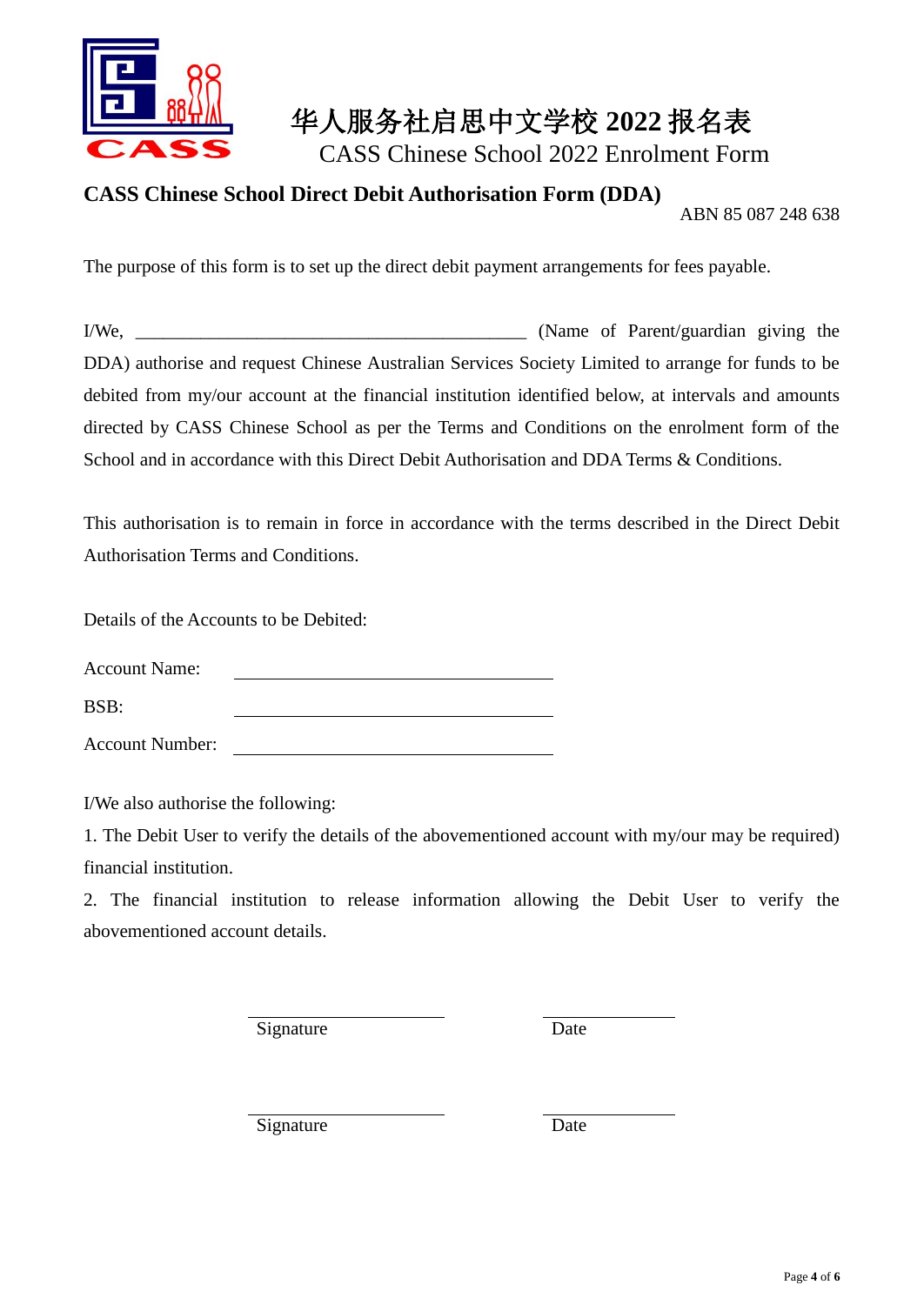# 华人服务社启思中文学校 2022 报名表

CASS Chinese School 2022 Enrolment Form

## CASS Chinese School Direct Debit Authorisation Form (DDA)

ABN 85 087 248 638

The purpose of this form is to set up the direct debit payment arrangements for fees payable.

I/We, ___________________________________________ (Name of Parent/guardian giving the DDA) authorise and request Chinese Australian Services Society Limited to arrange for funds to be debited from my/our account at the financial institution identified below, at intervals and amounts directed by CASS Chinese School as per the Terms and Conditions on the enrolment form of the School and in accordance with this Direct Debit Authorisation and DDA Terms & Conditions.

This authorisation is to remain in force in accordance with the terms described in the Direct Debit Authorisation Terms and Conditions.

Details of the Accounts to be Debited:

Account Name: ___________________________________

BSB: ___________________________________

Account Number: ___________________________________

I/We also authorise the following:

1. The Debit User to verify the details of the abovementioned account with my/our may be required) financial institution.
2. The financial institution to release information allowing the Debit User to verify the abovementioned account details.

_____________________ Signature          _______________ Date

_____________________ Signature          _______________ Date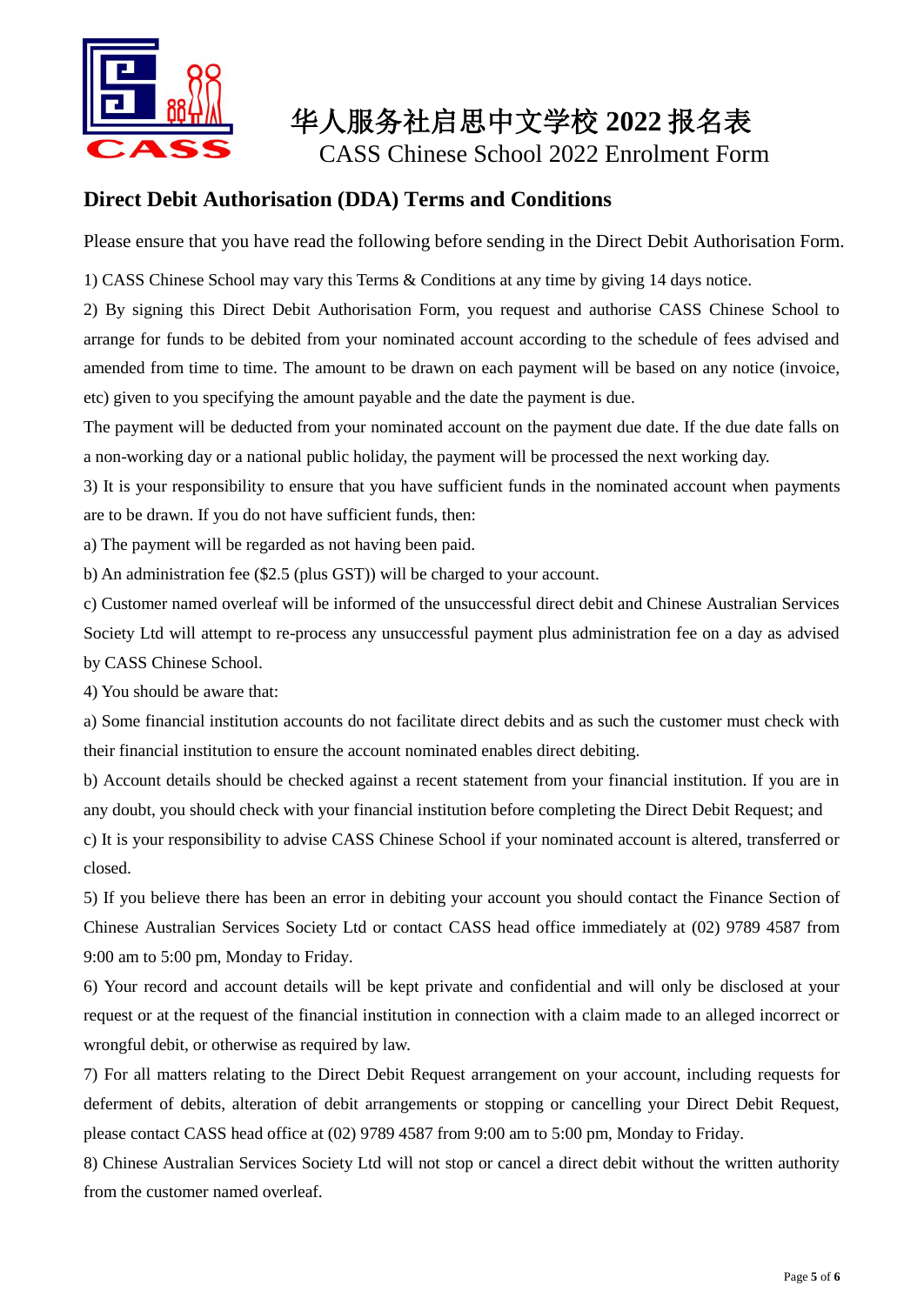# 华人服务社启思中文学校 2022 报名表

CASS Chinese School 2022 Enrolment Form

## Direct Debit Authorisation (DDA) Terms and Conditions

Please ensure that you have read the following before sending in the Direct Debit Authorisation Form.

1) CASS Chinese School may vary this Terms & Conditions at any time by giving 14 days notice.

2) By signing this Direct Debit Authorisation Form, you request and authorise CASS Chinese School to arrange for funds to be debited from your nominated account according to the schedule of fees advised and amended from time to time. The amount to be drawn on each payment will be based on any notice (invoice, etc) given to you specifying the amount payable and the date the payment is due.

The payment will be deducted from your nominated account on the payment due date. If the due date falls on a non-working day or a national public holiday, the payment will be processed the next working day.

3) It is your responsibility to ensure that you have sufficient funds in the nominated account when payments are to be drawn. If you do not have sufficient funds, then:

a) The payment will be regarded as not having been paid.

b) An administration fee ($2.5 (plus GST)) will be charged to your account.

c) Customer named overleaf will be informed of the unsuccessful direct debit and Chinese Australian Services Society Ltd will attempt to re-process any unsuccessful payment plus administration fee on a day as advised by CASS Chinese School.

4) You should be aware that:

a) Some financial institution accounts do not facilitate direct debits and as such the customer must check with their financial institution to ensure the account nominated enables direct debiting.

b) Account details should be checked against a recent statement from your financial institution. If you are in any doubt, you should check with your financial institution before completing the Direct Debit Request; and

c) It is your responsibility to advise CASS Chinese School if your nominated account is altered, transferred or closed.

5) If you believe there has been an error in debiting your account you should contact the Finance Section of Chinese Australian Services Society Ltd or contact CASS head office immediately at (02) 9789 4587 from 9:00 am to 5:00 pm, Monday to Friday.

6) Your record and account details will be kept private and confidential and will only be disclosed at your request or at the request of the financial institution in connection with a claim made to an alleged incorrect or wrongful debit, or otherwise as required by law.

7) For all matters relating to the Direct Debit Request arrangement on your account, including requests for deferment of debits, alteration of debit arrangements or stopping or cancelling your Direct Debit Request, please contact CASS head office at (02) 9789 4587 from 9:00 am to 5:00 pm, Monday to Friday.

8) Chinese Australian Services Society Ltd will not stop or cancel a direct debit without the written authority from the customer named overleaf.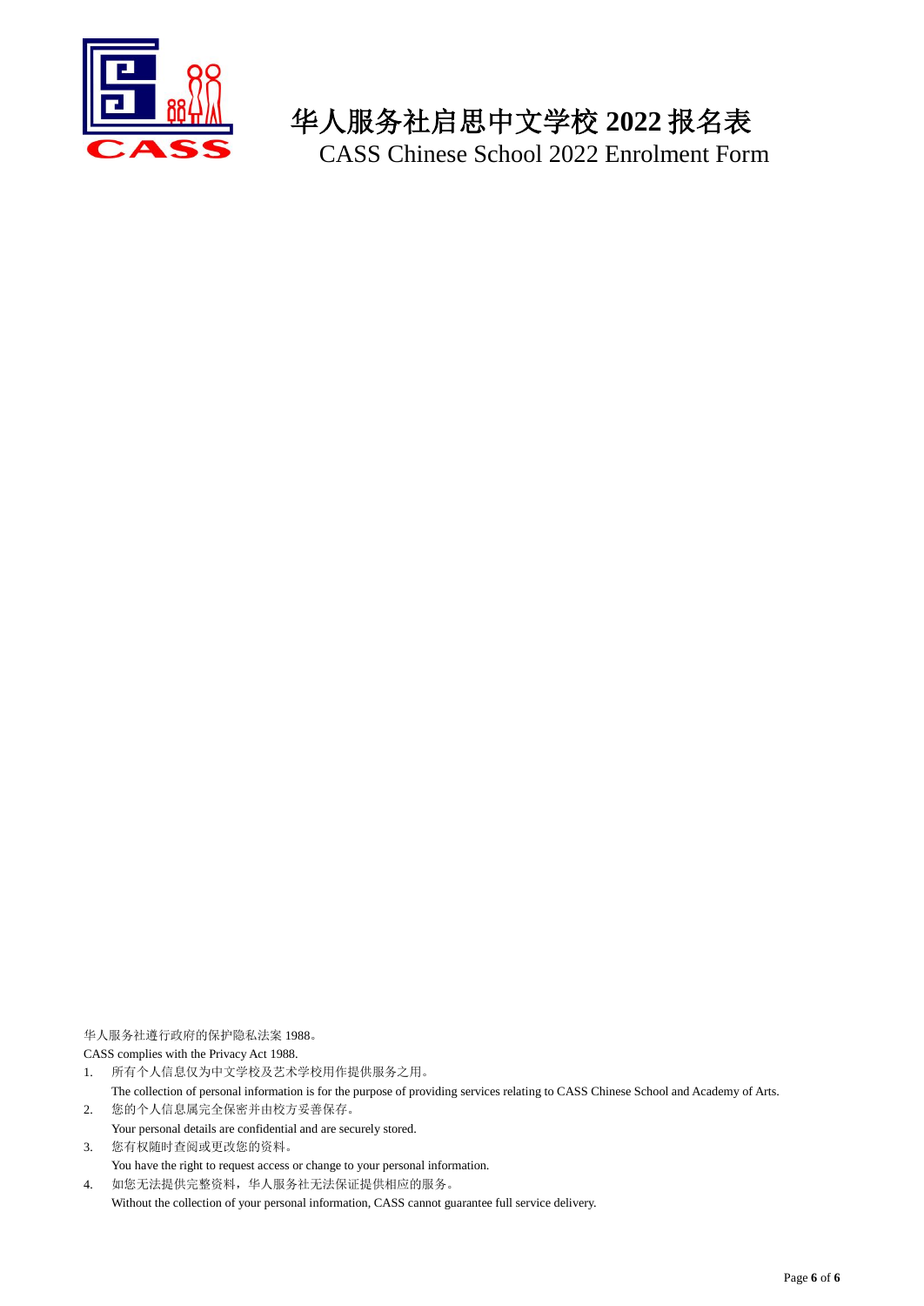# 华人服务社启思中文学校 2022 报名表

CASS Chinese School 2022 Enrolment Form

华人服务社遵行政府的保护隐私法案 1988。

CASS complies with the Privacy Act 1988.

1. 所有个人信息仅为中文学校及艺术学校用作提供服务之用。
   The collection of personal information is for the purpose of providing services relating to CASS Chinese School and Academy of Arts.
2. 您的个人信息属完全保密并由校方妥善保存。
   Your personal details are confidential and are securely stored.
3. 您有权随时查阅或更改您的资料。
   You have the right to request access or change to your personal information.
4. 如您无法提供完整资料，华人服务社无法保证提供相应的服务。
   Without the collection of your personal information, CASS cannot guarantee full service delivery.